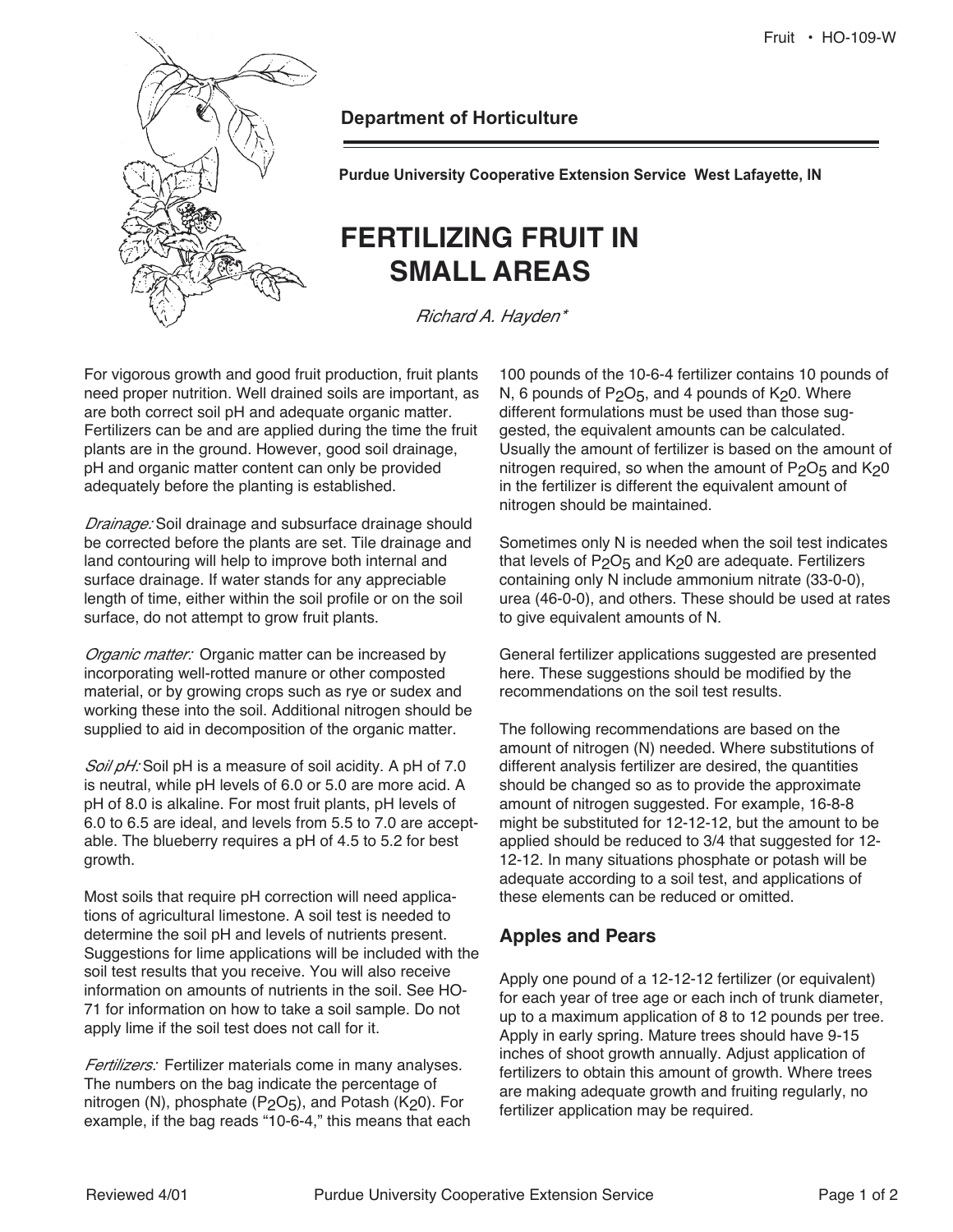**Department of Horticulture**

**Purdue University Cooperative Extension Service West Lafayette, IN**

# FERTILIZING FRUIT IN SMALL AREAS

*Richard A. Hayden**

For vigorous growth and good fruit production, fruit plants need proper nutrition. Well drained soils are important, as are both correct soil pH and adequate organic matter. Fertilizers can be and are applied during the time the fruit plants are in the ground. However, good soil drainage, pH and organic matter content can only be provided adequately before the planting is established.

*Drainage:* Soil drainage and subsurface drainage should be corrected before the plants are set. Tile drainage and land contouring will help to improve both internal and surface drainage. If water stands for any appreciable length of time, either within the soil profile or on the soil surface, do not attempt to grow fruit plants.

*Organic matter:* Organic matter can be increased by incorporating well-rotted manure or other composted material, or by growing crops such as rye or sudex and working these into the soil. Additional nitrogen should be supplied to aid in decomposition of the organic matter.

*Soil pH:* Soil pH is a measure of soil acidity. A pH of 7.0 is neutral, while pH levels of 6.0 or 5.0 are more acid. A pH of 8.0 is alkaline. For most fruit plants, pH levels of 6.0 to 6.5 are ideal, and levels from 5.5 to 7.0 are acceptable. The blueberry requires a pH of 4.5 to 5.2 for best growth.

Most soils that require pH correction will need applications of agricultural limestone. A soil test is needed to determine the soil pH and levels of nutrients present. Suggestions for lime applications will be included with the soil test results that you receive. You will also receive information on amounts of nutrients in the soil. See HO-71 for information on how to take a soil sample. Do not apply lime if the soil test does not call for it.

*Fertilizers:* Fertilizer materials come in many analyses. The numbers on the bag indicate the percentage of nitrogen (N), phosphate ($P_2O_5$), and Potash ($K_2O$). For example, if the bag reads "10-6-4," this means that each 100 pounds of the 10-6-4 fertilizer contains 10 pounds of N, 6 pounds of $P_2O_5$, and 4 pounds of $K_2O$. Where different formulations must be used than those suggested, the equivalent amounts can be calculated. Usually the amount of fertilizer is based on the amount of nitrogen required, so when the amount of $P_2O_5$ and $K_2O$ in the fertilizer is different the equivalent amount of nitrogen should be maintained.

Sometimes only N is needed when the soil test indicates that levels of $P_2O_5$ and $K_2O$ are adequate. Fertilizers containing only N include ammonium nitrate (33-0-0), urea (46-0-0), and others. These should be used at rates to give equivalent amounts of N.

General fertilizer applications suggested are presented here. These suggestions should be modified by the recommendations on the soil test results.

The following recommendations are based on the amount of nitrogen (N) needed. Where substitutions of different analysis fertilizer are desired, the quantities should be changed so as to provide the approximate amount of nitrogen suggested. For example, 16-8-8 might be substituted for 12-12-12, but the amount to be applied should be reduced to 3/4 that suggested for 12-12-12. In many situations phosphate or potash will be adequate according to a soil test, and applications of these elements can be reduced or omitted.

## Apples and Pears

Apply one pound of a 12-12-12 fertilizer (or equivalent) for each year of tree age or each inch of trunk diameter, up to a maximum application of 8 to 12 pounds per tree. Apply in early spring. Mature trees should have 9-15 inches of shoot growth annually. Adjust application of fertilizers to obtain this amount of growth. Where trees are making adequate growth and fruiting regularly, no fertilizer application may be required.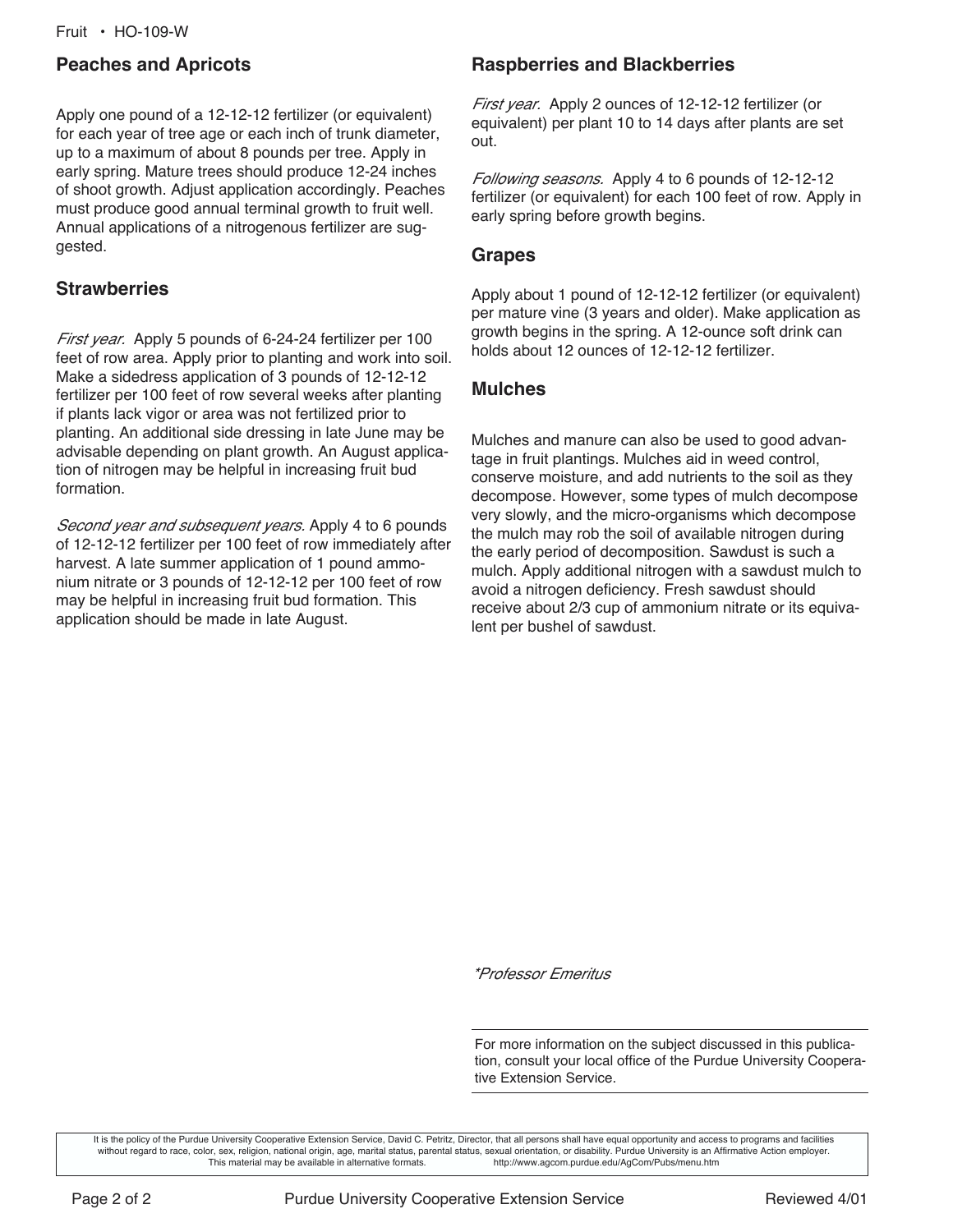## Peaches and Apricots

Apply one pound of a 12-12-12 fertilizer (or equivalent) for each year of tree age or each inch of trunk diameter, up to a maximum of about 8 pounds per tree. Apply in early spring. Mature trees should produce 12-24 inches of shoot growth. Adjust application accordingly. Peaches must produce good annual terminal growth to fruit well. Annual applications of a nitrogenous fertilizer are suggested.

## Strawberries

*First year.* Apply 5 pounds of 6-24-24 fertilizer per 100 feet of row area. Apply prior to planting and work into soil. Make a sidedress application of 3 pounds of 12-12-12 fertilizer per 100 feet of row several weeks after planting if plants lack vigor or area was not fertilized prior to planting. An additional side dressing in late June may be advisable depending on plant growth. An August application of nitrogen may be helpful in increasing fruit bud formation.

*Second year and subsequent years.* Apply 4 to 6 pounds of 12-12-12 fertilizer per 100 feet of row immediately after harvest. A late summer application of 1 pound ammonium nitrate or 3 pounds of 12-12-12 per 100 feet of row may be helpful in increasing fruit bud formation. This application should be made in late August.

## Raspberries and Blackberries

*First year.* Apply 2 ounces of 12-12-12 fertilizer (or equivalent) per plant 10 to 14 days after plants are set out.

*Following seasons.* Apply 4 to 6 pounds of 12-12-12 fertilizer (or equivalent) for each 100 feet of row. Apply in early spring before growth begins.

## Grapes

Apply about 1 pound of 12-12-12 fertilizer (or equivalent) per mature vine (3 years and older). Make application as growth begins in the spring. A 12-ounce soft drink can holds about 12 ounces of 12-12-12 fertilizer.

## Mulches

Mulches and manure can also be used to good advantage in fruit plantings. Mulches aid in weed control, conserve moisture, and add nutrients to the soil as they decompose. However, some types of mulch decompose very slowly, and the micro-organisms which decompose the mulch may rob the soil of available nitrogen during the early period of decomposition. Sawdust is such a mulch. Apply additional nitrogen with a sawdust mulch to avoid a nitrogen deficiency. Fresh sawdust should receive about 2/3 cup of ammonium nitrate or its equivalent per bushel of sawdust.

*\*Professor Emeritus*

For more information on the subject discussed in this publication, consult your local office of the Purdue University Cooperative Extension Service.

It is the policy of the Purdue University Cooperative Extension Service, David C. Petritz, Director, that all persons shall have equal opportunity and access to programs and facilities without regard to race, color, sex, religion, national origin, age, marital status, parental status, sexual orientation, or disability. Purdue University is an Affirmative Action employer. This material may be available in alternative formats. http://www.agcom.purdue.edu/AgCom/Pubs/menu.htm

Reviewed 4/01